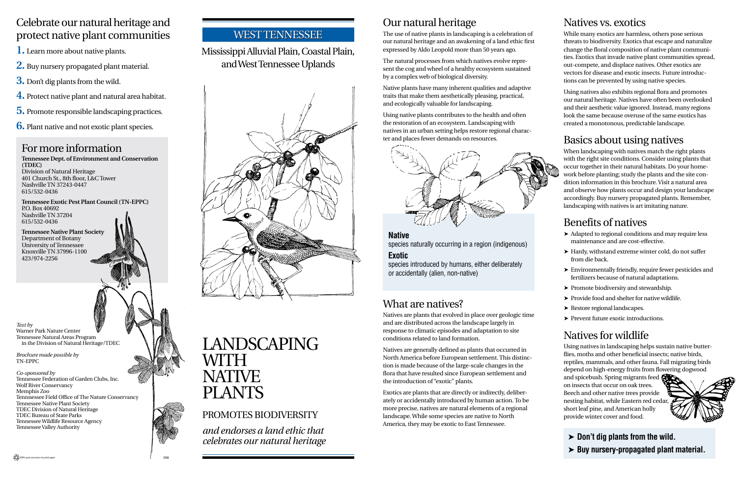# Celebrate our natural heritage and protect native plant communities

1. Learn more about native plants.
2. Buy nursery propagated plant material.
3. Don't dig plants from the wild.
4. Protect native plant and natural area habitat.
5. Promote responsible landscaping practices.
6. Plant native and not exotic plant species.

## For more information

**Tennessee Dept. of Environment and Conservation (TDEC)**
Division of Natural Heritage
401 Church St., 8th floor, L&C Tower
Nashville TN 37243-0447
615/532-0436

**Tennessee Exotic Pest Plant Council (TN-EPPC)**
P.O. Box 40692
Nashville TN 37204
615/532-0436

**Tennessee Native Plant Society**
Department of Botany
University of Tennessee
Knoxville TN 37996-1100
423/974-2256

*Text by*
Warner Park Nature Center
Tennessee Natural Areas Program
in the Division of Natural Heritage/TDEC

*Brochure made possible by*
TN-EPPC

*Co-sponsored by*
Tennessee Federation of Garden Clubs, Inc.
Wolf River Conservancy
Memphis Zoo
Tennnessee Field Office of The Nature Conservancy
Tennessee Native Plant Society
TDEC Division of Natural Heritage
TDEC Bureau of State Parks
Tennessee Wildlife Resource Agency
Tennessee Valley Authority

100% post-consumer recycled paper

## WEST TENNESSEE

Mississippi Alluvial Plain, Coastal Plain, and West Tennessee Uplands

# LANDSCAPING WITH NATIVE PLANTS

PROMOTES BIODIVERSITY

*and endorses a land ethic that celebrates our natural heritage*

## Our natural heritage

The use of native plants in landscaping is a celebration of our natural heritage and an awakening of a land ethic first expressed by Aldo Leopold more than 50 years ago.

The natural processes from which natives evolve represent the cog and wheel of a healthy ecosystem sustained by a complex web of biological diversity.

Native plants have many inherent qualities and adaptive traits that make them aesthetically pleasing, practical, and ecologically valuable for landscaping.

Using native plants contributes to the health and often the restoration of an ecosystem. Landscaping with natives in an urban setting helps restore regional character and places fewer demands on resources.

**Native**
species naturally occurring in a region (indigenous)

**Exotic**
species introduced by humans, either deliberately or accidentally (alien, non-native)

## What are natives?

Natives are plants that evolved in place over geologic time and are distributed across the landscape largely in response to climatic episodes and adaptation to site conditions related to land formation.

Natives are generally defined as plants that occurred in North America before European settlement. This distinction is made because of the large-scale changes in the flora that have resulted since European settlement and the introduction of "exotic" plants.

Exotics are plants that are directly or indirectly, deliberately or accidentally introduced by human action. To be more precise, natives are natural elements of a regional landscape. While some species are native to North America, they may be exotic to East Tennessee.

## Natives vs. exotics

While many exotics are harmless, others pose serious threats to biodiversity. Exotics that escape and naturalize change the floral composition of native plant communities. Exotics that invade native plant communities spread, out-compete, and displace natives. Other exotics are vectors for disease and exotic insects. Future introductions can be prevented by using native species.

Using natives also exhibits regional flora and promotes our natural heritage. Natives have often been overlooked and their aesthetic value ignored. Instead, many regions look the same because overuse of the same exotics has created a monotonous, predictable landscape.

## Basics about using natives

When landscaping with natives match the right plants with the right site conditions. Consider using plants that occur together in their natural habitats. Do your homework before planting; study the plants and the site condition information in this brochure. Visit a natural area and observe how plants occur and design your landscape accordingly. Buy nursery propagated plants. Remember, landscaping with natives is art imitating nature.

## Benefits of natives

- Adapted to regional conditions and may require less maintenance and are cost-effective.
- Hardy, withstand extreme winter cold, do not suffer from die back.
- Environmentally friendly, require fewer pesticides and fertilizers because of natural adaptations.
- Promote biodiversity and stewardship.
- Provide food and shelter for native wildlife.
- Restore regional landscapes.
- Prevent future exotic introductions.

## Natives for wildlife

Using natives in landscaping helps sustain native butterflies, moths and other beneficial insects; native birds, reptiles, mammals, and other fauna. Fall migrating birds depend on high-energy fruits from flowering dogwood and spicebush. Spring migrants feed on insects that occur on oak trees. Beech and other native trees provide nesting habitat, while Eastern red cedar, short leaf pine, and American holly provide winter cover and food.

- **Don't dig plants from the wild.**
- **Buy nursery-propagated plant material.**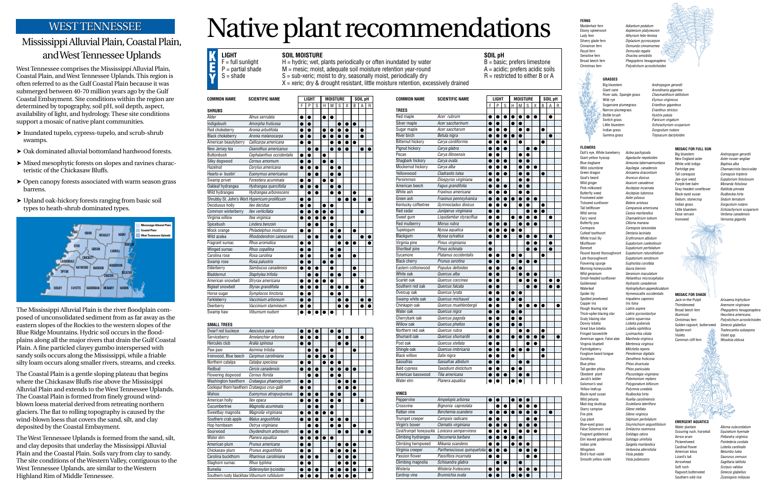## WEST TENNESSEE

### Mississippi Alluvial Plain, Coastal Plain, and West Tennessee Uplands

West Tennessee comprises the Mississippi Alluvial Plain, Coastal Plain, and West Tennessee Uplands. This region is often referred to as the Gulf Coastal Plain because it was submerged between 40-70 million years ago by the Gulf Coastal Embayment. Site conditions within the region are determined by topography, soil pH, soil depth, aspect, availability of light, and hydrology. These site conditions support a mosaic of native plant communities.

- ➤ Inundated tupelo, cypress-tupelo, and scrub-shrub swamps.
- ➤ Oak dominated alluvial bottomland hardwood forests.
- ➤ Mixed mesophytic forests on slopes and ravines characteristic of the Chickasaw Bluffs.
- ➤ Open canopy forests associated with warm season grass barrens.
- ➤ Upland oak-hickory forests ranging from basic soil types to heath-shrub dominated types.

Mississippi Alluvial Plain
Coastal Plain
West Tennessee Uplands

LAKE, OBION, WEAKLEY, HENRY, DYER, GIBSON, CARROLL, BENTON, CROCKETT, LAUDERDALE, HAYWOOD, MADISON, HENDERSON, TIPTON, CHESTER, DECATUR, SHELBY, FAYETTE, HARDEMAN, MCNAIRY, HARDIN

The Mississippi Alluvial Plain is the river floodplain composed of unconsolidated sediment from as far away as the eastern slopes of the Rockies to the western slopes of the Blue Ridge Mountains. Hydric soil occurs in the floodplains along all the major rivers that drain the Gulf Coastal Plain. A fine particled clayey gumbo interspersed with sandy soils occurs along the Mississippi, while a friable silty loam occurs along smaller rivers, streams, and creeks.

The Coastal Plain is a gentle sloping plateau that begins where the Chickasaw Bluffs rise above the Mississippi Alluvial Plain and extends to the West Tennessee Uplands. The Coastal Plain is formed from finely ground wind-blown loess material derived from retreating northern glaciers. The flat to rolling topography is caused by the wind-blown loess that covers the sand, silt, and clay deposited by the Coastal Embayment.

The West Tennessee Uplands is formed from the sand, silt, and clay deposits that underlay the Mississippi Alluvial Plain and the Coastal Plain. Soils vary from clay to sandy. The site conditions of the Western Valley, contiguous to the West Tennessee Uplands, are similar to the Western Highland Rim of Middle Tennessee.

# Native plant recommendations

**KEY**

**LIGHT**
F = full sunlight
P = partial shade
S = shade

**SOIL MOISTURE**
H = hydric; wet, plants periodically or often inundated by water
M = mesic; moist, adequate soil moisture retention year-round
S = sub-xeric; moist to dry, seasonally moist, periodically dry
X = xeric; dry & drought resistant, little moisture retention, excessively drained

**SOIL pH**
B = basic; prefers limestone
A = acidic; prefers acidic soils
R = restricted to either B or A

| COMMON NAME | SCIENTIFIC NAME | LIGHT | | | MOISTURE | | | | SOIL pH | | |
|---|---|---|---|---|---|---|---|---|---|---|---|
| | | F | P | S | H | M | S | X | B | A | R |
| **SHRUBS** | | | | | | | | | | | |
| Alder | *Alnus serrulata* | ● | ● | | ● | ● | | | | | |
| Indigobush | *Amorpha fruticosa* | ● | ● | | | | ● | ● | ● | | |
| Red chokeberry | *Aronia arbutifolia* | ● | ● | | ● | ● | ● | ● | | ● | |
| Black chokeberry | *Aronia melanocarpa* | ● | ● | | ● | ● | ● | ● | | ● | |
| American beautyberry | *Callicarpa americana* | ● | ● | | | ● | ● | ● | ● | | |
| New Jersey tea | *Ceanothus americanus* | | ● | ● | | | ● | ● | | ● | ● |
| Buttonbush | *Cephalanthus occidentalis* | ● | ● | | ● | | | | | | |
| Silky dogwood | *Cornus amomum* | ● | ● | | ● | ● | | | | | |
| Hazelnut | *Corylus americana* | ● | ● | ● | | ● | ● | | | | |
| Hearts-a- bustin' | *Euonymus americanus* | | ● | ● | | ● | ● | | | | |
| Swamp privet | *Forestiera acuminata* | ● | ● | | ● | ● | | | | | |
| Oakleaf hydrangea | *Hydrangea quercifolia* | ● | ● | ● | | ● | ● | | | | |
| Wild hydrangea | *Hydrangea arborescens* | | ● | ● | | ● | ● | | ● | | |
| Shrubby St. John's Wort | *Hypericum prolificum* | ● | ● | | | | ● | ● | ● | | ● |
| Deciduous holly | *Ilex decidua* | ● | ● | | ● | ● | | | | | |
| Common winterberry | *Ilex verticillata* | ● | ● | ● | ● | ● | | | | ● | |
| Virginia willow | *Itea virginica* | ● | ● | ● | ● | ● | | | | | |
| Spicebush | *Lindera benzoin* | | ● | ● | | ● | | | | | |
| Mock orange | *Philadelphus inodorus* | ● | ● | | | ● | ● | | ● | | |
| Wild azalea | *Rhododendron canescens* | ● | ● | ● | | ● | ● | | | ● | ● |
| Fragrant sumac | *Rhus aromatica* | ● | ● | | | ● | ● | ● | | | ● |
| Winged sumac | *Rhus copallina* | ● | ● | | | ● | ● | | | | |
| Carolina rose | *Rosa carolina* | ● | ● | | | ● | ● | | ● | | |
| Swamp rose | *Rosa palustris* | ● | ● | | ● | ● | | | | | |
| Elderberry | *Sambucus canadensis* | ● | ● | ● | | ● | | | ● | | |
| Bladdernut | *Staphylea trifolia* | | ● | ● | | ● | ● | | ● | | |
| American snowbell | *Stryrax americana* | ● | ● | ● | ● | ● | | | | ● | |
| Bigleaf snowbell | *Stryax grandifolia* | ● | ● | ● | | ● | ● | ● | | ● | |
| Horse sugar | *Symplocos tinctoria* | | ● | ● | | ● | ● | | | | |
| Farkleberry | *Vaccinium arboreum* | ● | ● | | | | ● | ● | | ● | ● |
| Deerberry | *Vaccinium stamineum* | ● | ● | | | | ● | ● | | ● | ● |
| Swamp haw | *Viburnum nudum* | ● | ● | ● | ● | ● | | | | | |
| **SMALL TREES** | | | | | | | | | | | |
| Dwarf red buckeye | *Aesculus pavia* | ● | ● | ● | | ● | ● | | | | |
| Serviceberry | *Amelanchier arborea* | ● | ● | ● | | ● | ● | | | ● | |
| Hercules club | *Aralia spinosa* | ● | ● | | | | ● | ● | | | |
| Paw paw | *Asimina triloba* | | ● | ● | | ● | | | ● | | |
| Ironwood, Blue beech | *Carpinus caroliniana* | | ● | ● | ● | ● | | | | | |
| Northern catalpa | *Catalpa speciosa* | ● | ● | | ● | ● | ● | | | | |
| Redbud | *Cercis canadensis* | ● | ● | ● | | ● | ● | ● | ● | | |
| Flowering dogwood | *Cornus florida* | | ● | ● | | ● | ● | | | | |
| Washington hawthorn | *Crataegus phaenopyrum* | ● | ● | | | ● | ● | ● | | | |
| Cockspur thorn hawthorn | *Crataegus crus-galli* | ● | ● | | | ● | ● | ● | | | |
| Wahoo | *Euonymus atropurpureus* | ● | ● | ● | | ● | ● | | ● | | |
| American holly | *Ilex opaca* | ● | ● | ● | | ● | ● | | | ● | |
| Cucumbertree | *Magnolia acuminata* | | ● | ● | | ● | | | | | |
| Sweetbay magnolia | *Magnolia virginiana* | ● | ● | ● | ● | ● | | | | | |
| Southern crab apple | *Malus angustifolia* | ● | ● | | | ● | ● | ● | | | |
| Hop hornbeam | *Ostrya virginiana* | | ● | ● | | ● | ● | | ● | | |
| Sourwood | *Oxydendrum arboreum* | ● | ● | ● | | | ● | ● | | ● | ● |
| Water elm | *Planera aquatica* | ● | ● | ● | ● | ● | | | | | |
| American plum | *Prunus americana* | ● | ● | | | ● | ● | ● | | | |
| Chickasaw plum | *Prunus angustifolia* | ● | ● | | | ● | ● | ● | ● | | |
| Carolina buckthorn | *Rhamnus caroliniana* | ● | ● | ● | | ● | ● | ● | | | |
| Staghorn sumac | *Rhus typhina* | ● | ● | | | ● | ● | ● | | | |
| Bumelia | *Sideroxylon lycioides* | ● | ● | ● | ● | ● | ● | ● | | | ● |
| Southern rusty blackhaw | *Viburnum rufidulum* | ● | ● | ● | | ● | ● | ● | ● | | |

| COMMON NAME | SCIENTIFIC NAME | LIGHT | | | MOISTURE | | | | SOIL pH | | |
|---|---|---|---|---|---|---|---|---|---|---|---|
| | | F | P | S | H | M | S | X | B | A | R |
| **TREES** | | | | | | | | | | | |
| Red maple | *Acer rubrum* | ● | ● | ● | ● | ● | ● | ● | | ● | |
| Silver maple | *Acer saccharinum* | ● | ● | | ● | ● | | | | | |
| Sugar maple | *Acer saccharum* | ● | ● | ● | | ● | ● | | ● | | |
| River birch | *Betula nigra* | ● | ● | ● | ● | ● | | | | | |
| Bitternut hickory | *Carya cordiformis* | ● | ● | ● | | ● | | | ● | | |
| Pignut hickory | *Carya glabra* | ● | ● | ● | | | ● | ● | | | |
| Pecan | *Carya illinoensis* | ● | ● | | | ● | ● | | | | |
| Shagbark hickory | *Carya ovata* | ● | ● | ● | | ● | ● | | | | |
| Mockernut hickory | *Carya alba* | ● | ● | ● | | ● | ● | ● | | | |
| Yellowwood | *Cladrastis lutea* | ● | ● | ● | | ● | ● | | ● | | |
| Persimmon | *Diospyros virginiana* | ● | ● | | | ● | ● | | | | |
| American beech | *Fagus grandifolia* | ● | ● | ● | | ● | ● | | | | |
| White ash | *Fraxinus americana* | ● | ● | ● | | ● | ● | | | | |
| Green ash | *Fraxinus pennsylvanica* | ● | ● | ● | ● | ● | ● | ● | | | |
| Kentucky coffeetree | *Gymnocladus dioicus* | ● | ● | ● | | ● | ● | | ● | | |
| Red cedar | *Juniperus virginiana* | ● | ● | | | | ● | ● | ● | | |
| Sweet gum | *Liquidambar styraciflua* | ● | ● | | ● | ● | ● | ● | | ● | |
| Red mulberrry | *Morus rubra* | ● | ● | ● | | ● | ● | ● | | | |
| Tupelogum | *Nyssa aquatica* | ● | ● | ● | ● | ● | | | | | |
| Blackgum | *Nyssa sylvatica* | ● | ● | ● | | ● | ● | ● | | ● | |
| Virginia pine | *Pinus virginiana* | ● | ● | | | | ● | ● | | ● | |
| Shortleaf pine | *Pinus echinata* | ● | | | | | ● | ● | | ● | |
| Sycamore | *Platanus occidentalis* | ● | ● | | ● | ● | | | ● | | |
| Black cherry | *Prunus serotina* | ● | ● | | | ● | ● | ● | | | |
| Eastern cottonwood | *Populus deltoides* | ● | ● | | ● | ● | | | | | |
| White oak | *Quercus alba* | ● | ● | | | ● | ● | ● | | | |
| Scarlet oak | *Quercus coccinea* | ● | ● | | | ● | ● | ● | | ● | ● |
| Southern red oak | *Quercus falcata* | ● | ● | | | | ● | ● | | ● | ● |
| Overcup oak | *Quercus lyrata* | ● | ● | | ● | ● | | | | | |
| Swamp white oak | *Quercus michauxii* | ● | ● | | ● | ● | | | ● | | |
| Chinkapin oak | *Quercus muehlenbergii* | ● | ● | | | ● | ● | ● | | | ● |
| Water oak | *Quercus nigra* | ● | ● | | ● | ● | | | | | |
| Cherrybark oak | *Quercus pagoda* | ● | ● | | ● | ● | | | | | |
| Willow oak | *Quercus phellos* | ● | ● | | ● | ● | | | | | |
| Northern red oak | *Quercus rubra* | ● | ● | | | ● | ● | | ● | | |
| Shumard oak | *Quercus shumardii* | ● | ● | | ● | ● | ● | ● | ● | | ● |
| Post oak | *Quercus stellata* | ● | ● | | | | ● | ● | | | |
| Shingle oak | *Quercus imbricaria* | ● | ● | | | ● | ● | ● | ● | | |
| Black willow | *Salix nigra* | ● | ● | | ● | | | | ● | | |
| Sassafras | *Sassafras albidum* | ● | ● | | | ● | ● | | | | |
| Bald cypress | *Taxodium distichum* | ● | ● | | ● | ● | | | ● | | |
| American basswood | *Tilia americana* | ● | ● | ● | | ● | ● | | | | |
| Water elm | *Planera aquatica* | ● | ● | | ● | ● | | | | | |
| **VINES** | | | | | | | | | | | |
| Peppervine | *Ampelopsis arborea* | ● | ● | | ● | ● | ● | | | | |
| Crossvine | *Bignonia capreolata* | | ● | ● | | ● | ● | ● | | | |
| Rattan vine | *Berchemia scandens* | ● | ● | ● | ● | ● | ● | ● | | ● | |
| Trumpet creeper | *Campsis radicans* | ● | ● | | | | ● | ● | | | |
| Virgin's bower | *Clematis virginiana* | ● | ● | ● | | ● | ● | ● | | | |
| Coral/trumpet honeysuckle | *Lonicera sempervirens* | ● | ● | ● | | ● | ● | ● | | | |
| Climbing hydrangea | *Decumaria barbara* | ● | ● | ● | ● | ● | | | | | |
| Climbing hempweed | *Mikania scandens* | ● | ● | | ● | ● | ● | | | | |
| Virginia creeper | *Parthenocissus quinquefolia* | ● | ● | ● | | ● | ● | ● | | | |
| Passion flower | *Passiflora incarnata* | ● | ● | | | | ● | ● | | | |
| Climbing magnolia | *Schisandra glabra* | | ● | ● | ● | | | | | | |
| Wisteria | *Wisteria frutescens* | ● | ● | | | ● | ● | ● | | | |
| Eardrop vine | *Brunnichia ovata* | ● | ● | | ● | ● | ● | | | | |

**FERNS**

| | |
|---|---|
| Maidenhair fern | *Adiantum pedatum* |
| Ebony spleenwort | *Asplenium platyneuron* |
| Lady fern | *Athyrium felix-femina* |
| Silvery glade fern | *Diplazium pycnocarpon* |
| Cinnamon fern | *Osmunda cinnamomea* |
| Royal fern | *Osmunda regalis* |
| Sensitive fern | *Onoclea sensibilis* |
| Broad beech fern | *Phegopteris hexagonoptera* |
| Christmas fern | *Polystichum acrostichoides* |

**GRASSES**

| | |
|---|---|
| Big bluestem | *Andropogon gerardii* |
| Giant cane | *Arundinaria gigantea* |
| River oats, Spangle grass | *Chasmanthium latifolium* |
| Wild rye | *Elymus virginicus* |
| Sugarcane plumegrass | *Erianthus giganteus* |
| Narrow plumegrass | *Erianthus strictus* |
| Bottle brush | *Hystrix patula* |
| Switch grass | *Panicum virgatum* |
| Little bluestem | *Schizachyrium scoparium* |
| Indian grass | *Sorgustum nutans* |
| Gamma grass | *Tripsacum dactyloides* |

**FLOWERS**

| | |
|---|---|
| Doll's eye, White baneberry | *Actea pachypoda* |
| Giant yellow hyssop | *Agastache nepetoides* |
| Blue dogbane | *Amsonia tabernaemontana* |
| Wild columbine | *Aquilegia canadensis* |
| Green dragon | *Arisaema dracontium* |
| Goat's beard | *Aruncus dioicus* |
| Wild ginger | *Asarum canadense* |
| Pink milkweed | *Asclepias incarnata* |
| Butterfly weed | *Asclepias tuberosa* |
| Frostweed aster | *Aster pilosus* |
| Tickseed sunflower | *Bidens aristosa* |
| Tall bellflower | *Campanula americana* |
| Wild senna | *Cassia marilandica* |
| Fairy wand | *Chamaelirium luteum* |
| Butterfly pea | *Clitoria mariana* |
| Coreopsis | *Coreopsis lanceolata* |
| Cutleaf toothwort | *Dentaria laciniata* |
| White trout lily | *Erythronium albidum* |
| Mistflower | *Eupatorium coelestinum* |
| Boneset | *Eupatorium perfoliatum* |
| Round leaved thoroughwort | *Eupatorium rotundifolium* |
| Late thoroughwort | *Eupatorium serotinum* |
| Flowering spurge | *Euphorbia corollata* |
| Morning honeysuckle | *Gaura biennis* |
| Wild geranium | *Geranium maculatum* |
| Small-headed sunflower | *Helianthus microcephalus* |
| Goldenseal | *Hydrastis canadensis* |
| Waterleaf | *Hydrophyllum appendiculatum* |
| Spider lily | *Hymenocallis occidentalis* |
| Spotted jewelweed | *Impatiens capensis* |
| Copper iris | *Iris fulva* |
| Rough blazing star | *Liatris aspera* |
| Thick-spike blazing star | *Liatris pycnostachya* |
| Scaly blazing star | *Liatris squarrosa* |
| Downy lobelia | *Lobelia puberula* |
| Great blue lobelia | *Lobelia siphilitica* |
| Fringed loosestrife | *Lysimachia ciliata* |
| American agave, False aloe | *Manfreda virginica* |
| Virginia bluebell | *Mertensia virginica* |
| Partridgeberry | *Mitchella repens* |
| Foxglove beard tongue | *Penstemon digitalis* |
| Sundrops | *Oenothera fruticosa* |
| Blue phlox | *Phlox divaricata* |
| Tall garden phlox | *Phlox paniculata* |
| Obedient plant | *Physostegia virginiana* |
| Jacob's ladder | *Polemonium reptans* |
| Solomon's seal | *Polygonatum biflorum* |
| Yellow leafcup | *Polymnia uvedalia* |
| Black-eyed susan | *Rudbeckia hirta* |
| Wild petunia | *Ruellia caroliniensis* |
| Mad dog skullcap | *Scutellaria lateriflora* |
| Starry campion | *Silene stellata* |
| Fire pink | *Silene virginica* |
| Cup plant | *Silphium perfoliatum* |
| Blue-eyed grass | *Sisyrinchium angustifolium* |
| False Solomon's seal | *Smilacina racemosa* |
| Fragrant goldenrod | *Solidago odora* |
| Elm leaved goldenrod | *Solidago ulmifolia* |
| Indian pink | *Spigelia marilandica* |
| Wingstem | *Verbesina alternifolia* |
| Bird's-foot violet | *Viola pedata* |
| Smooth yellow violet | *Viola pubescens* |

**MOSAIC FOR FULL SUN**

| | |
|---|---|
| Big bluestem | *Andropogon gerardii* |
| New England aster | *Aster novae–angliae* |
| White wild indigo | *Baptisia alba* |
| Partridge pea | *Chamaecrista fasciculata* |
| Tall coreopsis | *Coreopsis tripteris* |
| Joe–pye weed | *Eupatorium fistulosum* |
| Purple bee balm | *Monarda fistulosa* |
| Gray-headed coneflower | *Ratibida pinnata* |
| Black-eyed susan | *Rudbeckia hirta* |
| Sedum, stonecrop | *Sedum ternatum* |
| Indian grass | *Sorgustum nutans* |
| Little bluestem | *Schizachyrium scoparium* |
| Rose vervain | *Verbena canadensis* |
| Ironweed | *Vernonia gigantia* |

**MOSAIC FOR SHADE**

| | |
|---|---|
| Jack-in-the-Pulpit | *Arisaema triphyllum* |
| Thimbleweed | *Anemone virginiana* |
| Broad beech fern | *Phegopteris hexagonoptera* |
| Alumroot | *Heuchera americana* |
| Christmas fern | *Polystichum acrostichoides* |
| Golden ragwort, butterweed | *Senecio glabellus* |
| Spiderwort | *Tradescantia subaspera* |
| Violets | *Violet spp.* |
| Common cliff fern | *Woodsia obtusa* |

**EMERGENT AQUATICS**

| | |
|---|---|
| Water plantain | *Alisma subcordatum* |
| Scouring rush, horsetail | *Equisetum hyemale* |
| Arrow arum | *Peltandra virginica* |
| Pickerelweed | *Pontederia cordata* |
| Cardinal flower | *Lobelia cardinalis* |
| American lotus | *Nelumbo lutea* |
| Lizard's tail | *Saururus cernuus* |
| Arrowhead | *Sagittaria latifolia* |
| Soft rush | *Scirpus validus* |
| Ragwort,butterweed | *Senecio glabellus* |
| Southern wild rice | *Zizaniopsis miliacea* |